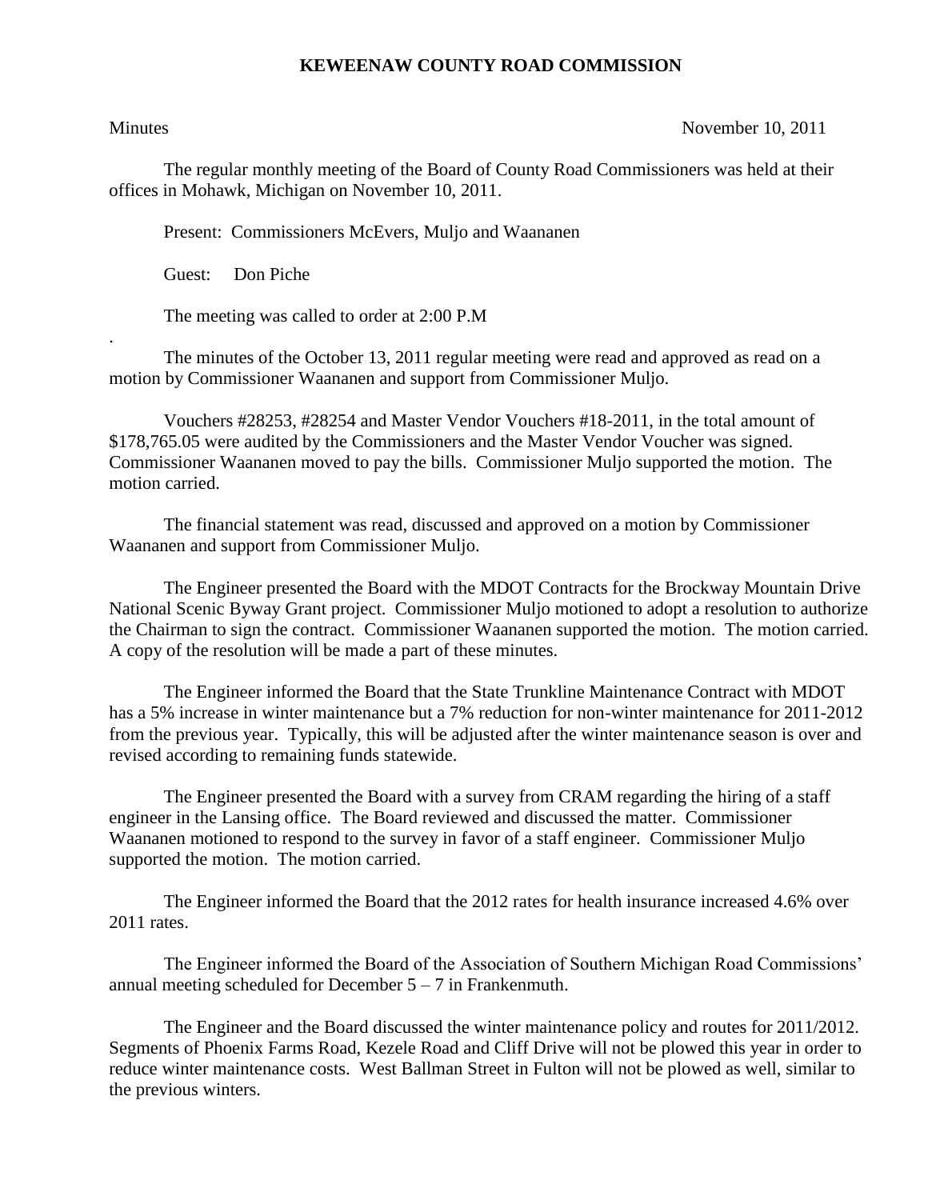# KEWEENAW COUNTY ROAD COMMISSION

Minutes November 10, 2011

The regular monthly meeting of the Board of County Road Commissioners was held at their offices in Mohawk, Michigan on November 10, 2011.

Present: Commissioners McEvers, Muljo and Waananen

Guest: Don Piche

The meeting was called to order at 2:00 P.M

.

The minutes of the October 13, 2011 regular meeting were read and approved as read on a motion by Commissioner Waananen and support from Commissioner Muljo.

Vouchers #28253, #28254 and Master Vendor Vouchers #18-2011, in the total amount of $178,765.05 were audited by the Commissioners and the Master Vendor Voucher was signed. Commissioner Waananen moved to pay the bills. Commissioner Muljo supported the motion. The motion carried.

The financial statement was read, discussed and approved on a motion by Commissioner Waananen and support from Commissioner Muljo.

The Engineer presented the Board with the MDOT Contracts for the Brockway Mountain Drive National Scenic Byway Grant project. Commissioner Muljo motioned to adopt a resolution to authorize the Chairman to sign the contract. Commissioner Waananen supported the motion. The motion carried. A copy of the resolution will be made a part of these minutes.

The Engineer informed the Board that the State Trunkline Maintenance Contract with MDOT has a 5% increase in winter maintenance but a 7% reduction for non-winter maintenance for 2011-2012 from the previous year. Typically, this will be adjusted after the winter maintenance season is over and revised according to remaining funds statewide.

The Engineer presented the Board with a survey from CRAM regarding the hiring of a staff engineer in the Lansing office. The Board reviewed and discussed the matter. Commissioner Waananen motioned to respond to the survey in favor of a staff engineer. Commissioner Muljo supported the motion. The motion carried.

The Engineer informed the Board that the 2012 rates for health insurance increased 4.6% over 2011 rates.

The Engineer informed the Board of the Association of Southern Michigan Road Commissions' annual meeting scheduled for December 5 – 7 in Frankenmuth.

The Engineer and the Board discussed the winter maintenance policy and routes for 2011/2012. Segments of Phoenix Farms Road, Kezele Road and Cliff Drive will not be plowed this year in order to reduce winter maintenance costs. West Ballman Street in Fulton will not be plowed as well, similar to the previous winters.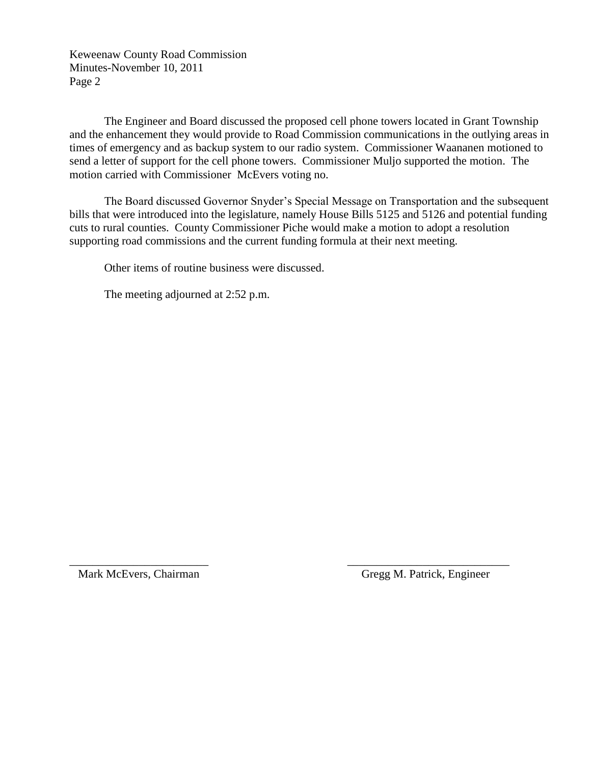The Engineer and Board discussed the proposed cell phone towers located in Grant Township and the enhancement they would provide to Road Commission communications in the outlying areas in times of emergency and as backup system to our radio system. Commissioner Waananen motioned to send a letter of support for the cell phone towers. Commissioner Muljo supported the motion. The motion carried with Commissioner McEvers voting no.

The Board discussed Governor Snyder's Special Message on Transportation and the subsequent bills that were introduced into the legislature, namely House Bills 5125 and 5126 and potential funding cuts to rural counties. County Commissioner Piche would make a motion to adopt a resolution supporting road commissions and the current funding formula at their next meeting.

Other items of routine business were discussed.

The meeting adjourned at 2:52 p.m.

\_\_\_\_\_\_\_\_\_\_\_\_\_\_\_\_\_\_\_\_\_\_\_\_\_
Mark McEvers, Chairman

\_\_\_\_\_\_\_\_\_\_\_\_\_\_\_\_\_\_\_\_\_\_\_\_\_
Gregg M. Patrick, Engineer